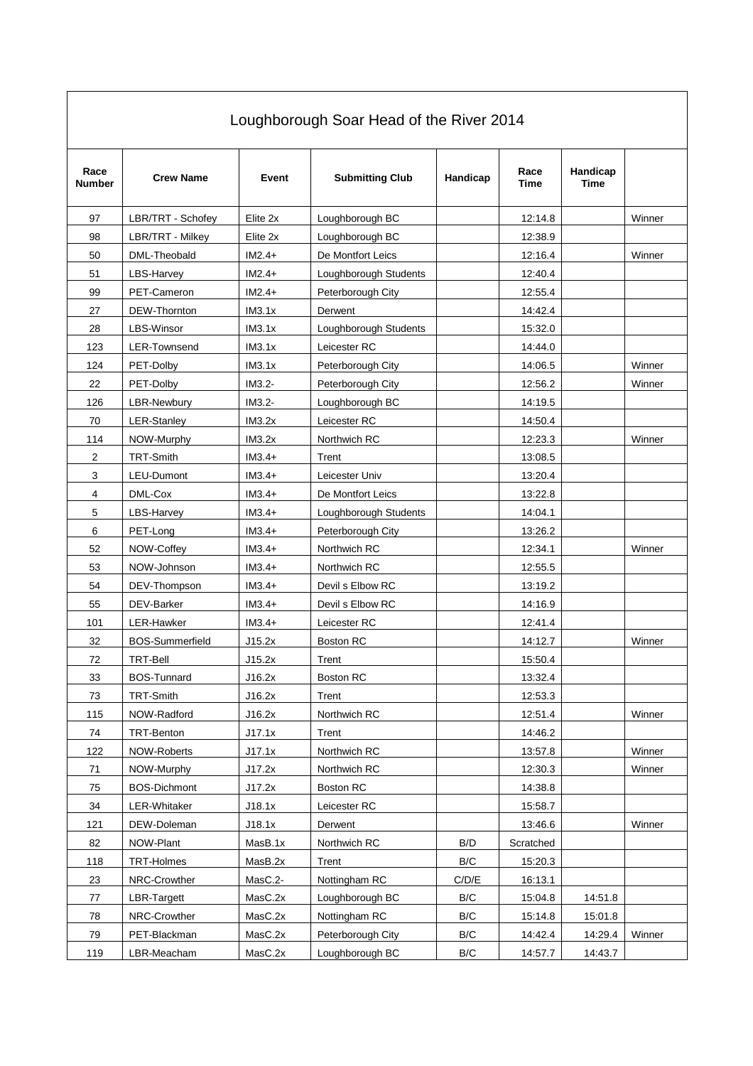# Loughborough Soar Head of the River 2014

| Race Number | Crew Name | Event | Submitting Club | Handicap | Race Time | Handicap Time | |
|---|---|---|---|---|---|---|---|
| 97 | LBR/TRT - Schofey | Elite 2x | Loughborough BC | | 12:14.8 | | Winner |
| 98 | LBR/TRT - Milkey | Elite 2x | Loughborough BC | | 12:38.9 | | |
| 50 | DML-Theobald | IM2.4+ | De Montfort Leics | | 12:16.4 | | Winner |
| 51 | LBS-Harvey | IM2.4+ | Loughborough Students | | 12:40.4 | | |
| 99 | PET-Cameron | IM2.4+ | Peterborough City | | 12:55.4 | | |
| 27 | DEW-Thornton | IM3.1x | Derwent | | 14:42.4 | | |
| 28 | LBS-Winsor | IM3.1x | Loughborough Students | | 15:32.0 | | |
| 123 | LER-Townsend | IM3.1x | Leicester RC | | 14:44.0 | | |
| 124 | PET-Dolby | IM3.1x | Peterborough City | | 14:06.5 | | Winner |
| 22 | PET-Dolby | IM3.2- | Peterborough City | | 12:56.2 | | Winner |
| 126 | LBR-Newbury | IM3.2- | Loughborough BC | | 14:19.5 | | |
| 70 | LER-Stanley | IM3.2x | Leicester RC | | 14:50.4 | | |
| 114 | NOW-Murphy | IM3.2x | Northwich RC | | 12:23.3 | | Winner |
| 2 | TRT-Smith | IM3.4+ | Trent | | 13:08.5 | | |
| 3 | LEU-Dumont | IM3.4+ | Leicester Univ | | 13:20.4 | | |
| 4 | DML-Cox | IM3.4+ | De Montfort Leics | | 13:22.8 | | |
| 5 | LBS-Harvey | IM3.4+ | Loughborough Students | | 14:04.1 | | |
| 6 | PET-Long | IM3.4+ | Peterborough City | | 13:26.2 | | |
| 52 | NOW-Coffey | IM3.4+ | Northwich RC | | 12:34.1 | | Winner |
| 53 | NOW-Johnson | IM3.4+ | Northwich RC | | 12:55.5 | | |
| 54 | DEV-Thompson | IM3.4+ | Devil s Elbow RC | | 13:19.2 | | |
| 55 | DEV-Barker | IM3.4+ | Devil s Elbow RC | | 14:16.9 | | |
| 101 | LER-Hawker | IM3.4+ | Leicester RC | | 12:41.4 | | |
| 32 | BOS-Summerfield | J15.2x | Boston RC | | 14:12.7 | | Winner |
| 72 | TRT-Bell | J15.2x | Trent | | 15:50.4 | | |
| 33 | BOS-Tunnard | J16.2x | Boston RC | | 13:32.4 | | |
| 73 | TRT-Smith | J16.2x | Trent | | 12:53.3 | | |
| 115 | NOW-Radford | J16.2x | Northwich RC | | 12:51.4 | | Winner |
| 74 | TRT-Benton | J17.1x | Trent | | 14:46.2 | | |
| 122 | NOW-Roberts | J17.1x | Northwich RC | | 13:57.8 | | Winner |
| 71 | NOW-Murphy | J17.2x | Northwich RC | | 12:30.3 | | Winner |
| 75 | BOS-Dichmont | J17.2x | Boston RC | | 14:38.8 | | |
| 34 | LER-Whitaker | J18.1x | Leicester RC | | 15:58.7 | | |
| 121 | DEW-Doleman | J18.1x | Derwent | | 13:46.6 | | Winner |
| 82 | NOW-Plant | MasB.1x | Northwich RC | B/D | Scratched | | |
| 118 | TRT-Holmes | MasB.2x | Trent | B/C | 15:20.3 | | |
| 23 | NRC-Crowther | MasC.2- | Nottingham RC | C/D/E | 16:13.1 | | |
| 77 | LBR-Targett | MasC.2x | Loughborough BC | B/C | 15:04.8 | 14:51.8 | |
| 78 | NRC-Crowther | MasC.2x | Nottingham RC | B/C | 15:14.8 | 15:01.8 | |
| 79 | PET-Blackman | MasC.2x | Peterborough City | B/C | 14:42.4 | 14:29.4 | Winner |
| 119 | LBR-Meacham | MasC.2x | Loughborough BC | B/C | 14:57.7 | 14:43.7 | |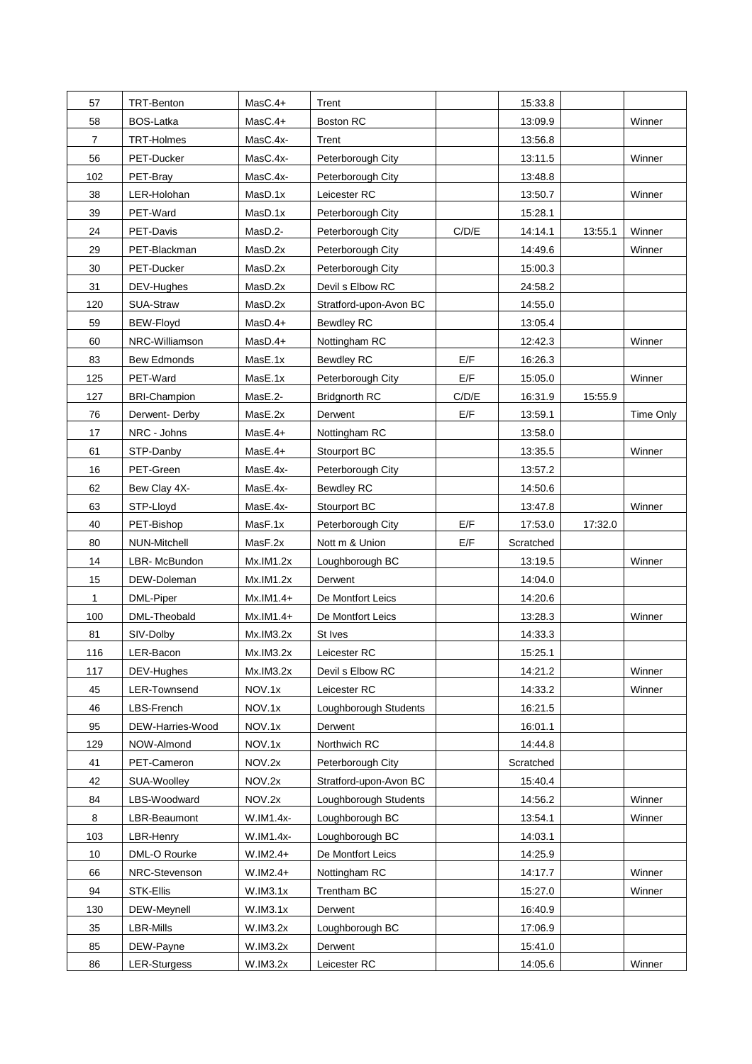| | | | | | | | |
|---|---|---|---|---|---|---|---|
| 57 | TRT-Benton | MasC.4+ | Trent | | 15:33.8 | | |
| 58 | BOS-Latka | MasC.4+ | Boston RC | | 13:09.9 | | Winner |
| 7 | TRT-Holmes | MasC.4x- | Trent | | 13:56.8 | | |
| 56 | PET-Ducker | MasC.4x- | Peterborough City | | 13:11.5 | | Winner |
| 102 | PET-Bray | MasC.4x- | Peterborough City | | 13:48.8 | | |
| 38 | LER-Holohan | MasD.1x | Leicester RC | | 13:50.7 | | Winner |
| 39 | PET-Ward | MasD.1x | Peterborough City | | 15:28.1 | | |
| 24 | PET-Davis | MasD.2- | Peterborough City | C/D/E | 14:14.1 | 13:55.1 | Winner |
| 29 | PET-Blackman | MasD.2x | Peterborough City | | 14:49.6 | | Winner |
| 30 | PET-Ducker | MasD.2x | Peterborough City | | 15:00.3 | | |
| 31 | DEV-Hughes | MasD.2x | Devil s Elbow RC | | 24:58.2 | | |
| 120 | SUA-Straw | MasD.2x | Stratford-upon-Avon BC | | 14:55.0 | | |
| 59 | BEW-Floyd | MasD.4+ | Bewdley RC | | 13:05.4 | | |
| 60 | NRC-Williamson | MasD.4+ | Nottingham RC | | 12:42.3 | | Winner |
| 83 | Bew Edmonds | MasE.1x | Bewdley RC | E/F | 16:26.3 | | |
| 125 | PET-Ward | MasE.1x | Peterborough City | E/F | 15:05.0 | | Winner |
| 127 | BRI-Champion | MasE.2- | Bridgnorth RC | C/D/E | 16:31.9 | 15:55.9 | |
| 76 | Derwent- Derby | MasE.2x | Derwent | E/F | 13:59.1 | | Time Only |
| 17 | NRC - Johns | MasE.4+ | Nottingham RC | | 13:58.0 | | |
| 61 | STP-Danby | MasE.4+ | Stourport BC | | 13:35.5 | | Winner |
| 16 | PET-Green | MasE.4x- | Peterborough City | | 13:57.2 | | |
| 62 | Bew Clay 4X- | MasE.4x- | Bewdley RC | | 14:50.6 | | |
| 63 | STP-Lloyd | MasE.4x- | Stourport BC | | 13:47.8 | | Winner |
| 40 | PET-Bishop | MasF.1x | Peterborough City | E/F | 17:53.0 | 17:32.0 | |
| 80 | NUN-Mitchell | MasF.2x | Nott m & Union | E/F | Scratched | | |
| 14 | LBR- McBundon | Mx.IM1.2x | Loughborough BC | | 13:19.5 | | Winner |
| 15 | DEW-Doleman | Mx.IM1.2x | Derwent | | 14:04.0 | | |
| 1 | DML-Piper | Mx.IM1.4+ | De Montfort Leics | | 14:20.6 | | |
| 100 | DML-Theobald | Mx.IM1.4+ | De Montfort Leics | | 13:28.3 | | Winner |
| 81 | SIV-Dolby | Mx.IM3.2x | St Ives | | 14:33.3 | | |
| 116 | LER-Bacon | Mx.IM3.2x | Leicester RC | | 15:25.1 | | |
| 117 | DEV-Hughes | Mx.IM3.2x | Devil s Elbow RC | | 14:21.2 | | Winner |
| 45 | LER-Townsend | NOV.1x | Leicester RC | | 14:33.2 | | Winner |
| 46 | LBS-French | NOV.1x | Loughborough Students | | 16:21.5 | | |
| 95 | DEW-Harries-Wood | NOV.1x | Derwent | | 16:01.1 | | |
| 129 | NOW-Almond | NOV.1x | Northwich RC | | 14:44.8 | | |
| 41 | PET-Cameron | NOV.2x | Peterborough City | | Scratched | | |
| 42 | SUA-Woolley | NOV.2x | Stratford-upon-Avon BC | | 15:40.4 | | |
| 84 | LBS-Woodward | NOV.2x | Loughborough Students | | 14:56.2 | | Winner |
| 8 | LBR-Beaumont | W.IM1.4x- | Loughborough BC | | 13:54.1 | | Winner |
| 103 | LBR-Henry | W.IM1.4x- | Loughborough BC | | 14:03.1 | | |
| 10 | DML-O Rourke | W.IM2.4+ | De Montfort Leics | | 14:25.9 | | |
| 66 | NRC-Stevenson | W.IM2.4+ | Nottingham RC | | 14:17.7 | | Winner |
| 94 | STK-Ellis | W.IM3.1x | Trentham BC | | 15:27.0 | | Winner |
| 130 | DEW-Meynell | W.IM3.1x | Derwent | | 16:40.9 | | |
| 35 | LBR-Mills | W.IM3.2x | Loughborough BC | | 17:06.9 | | |
| 85 | DEW-Payne | W.IM3.2x | Derwent | | 15:41.0 | | |
| 86 | LER-Sturgess | W.IM3.2x | Leicester RC | | 14:05.6 | | Winner |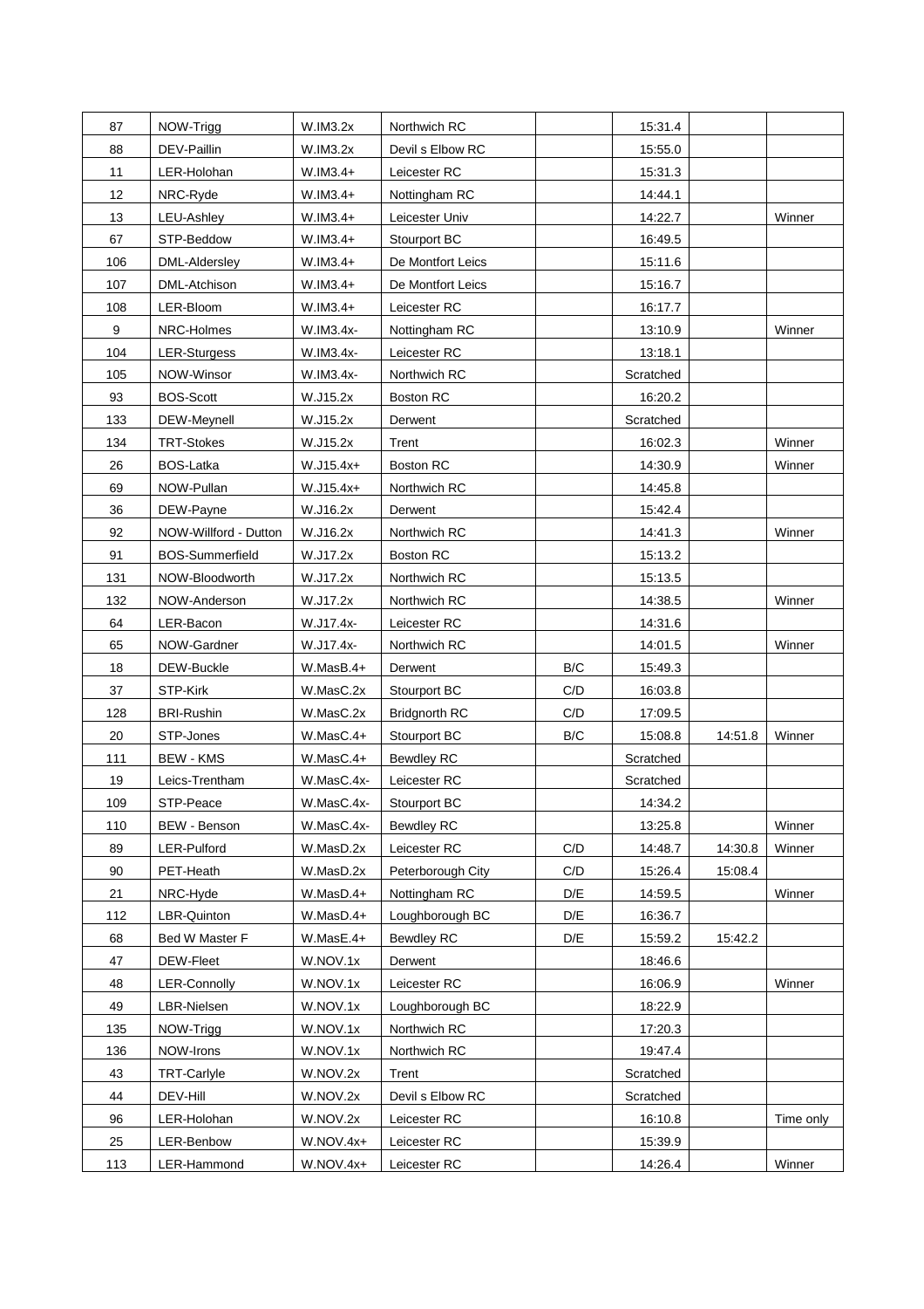| | | | | | | | |
|---|---|---|---|---|---|---|---|
| 87 | NOW-Trigg | W.IM3.2x | Northwich RC | | 15:31.4 | | |
| 88 | DEV-Paillin | W.IM3.2x | Devil s Elbow RC | | 15:55.0 | | |
| 11 | LER-Holohan | W.IM3.4+ | Leicester RC | | 15:31.3 | | |
| 12 | NRC-Ryde | W.IM3.4+ | Nottingham RC | | 14:44.1 | | |
| 13 | LEU-Ashley | W.IM3.4+ | Leicester Univ | | 14:22.7 | | Winner |
| 67 | STP-Beddow | W.IM3.4+ | Stourport BC | | 16:49.5 | | |
| 106 | DML-Aldersley | W.IM3.4+ | De Montfort Leics | | 15:11.6 | | |
| 107 | DML-Atchison | W.IM3.4+ | De Montfort Leics | | 15:16.7 | | |
| 108 | LER-Bloom | W.IM3.4+ | Leicester RC | | 16:17.7 | | |
| 9 | NRC-Holmes | W.IM3.4x- | Nottingham RC | | 13:10.9 | | Winner |
| 104 | LER-Sturgess | W.IM3.4x- | Leicester RC | | 13:18.1 | | |
| 105 | NOW-Winsor | W.IM3.4x- | Northwich RC | | Scratched | | |
| 93 | BOS-Scott | W.J15.2x | Boston RC | | 16:20.2 | | |
| 133 | DEW-Meynell | W.J15.2x | Derwent | | Scratched | | |
| 134 | TRT-Stokes | W.J15.2x | Trent | | 16:02.3 | | Winner |
| 26 | BOS-Latka | W.J15.4x+ | Boston RC | | 14:30.9 | | Winner |
| 69 | NOW-Pullan | W.J15.4x+ | Northwich RC | | 14:45.8 | | |
| 36 | DEW-Payne | W.J16.2x | Derwent | | 15:42.4 | | |
| 92 | NOW-Willford - Dutton | W.J16.2x | Northwich RC | | 14:41.3 | | Winner |
| 91 | BOS-Summerfield | W.J17.2x | Boston RC | | 15:13.2 | | |
| 131 | NOW-Bloodworth | W.J17.2x | Northwich RC | | 15:13.5 | | |
| 132 | NOW-Anderson | W.J17.2x | Northwich RC | | 14:38.5 | | Winner |
| 64 | LER-Bacon | W.J17.4x- | Leicester RC | | 14:31.6 | | |
| 65 | NOW-Gardner | W.J17.4x- | Northwich RC | | 14:01.5 | | Winner |
| 18 | DEW-Buckle | W.MasB.4+ | Derwent | B/C | 15:49.3 | | |
| 37 | STP-Kirk | W.MasC.2x | Stourport BC | C/D | 16:03.8 | | |
| 128 | BRI-Rushin | W.MasC.2x | Bridgnorth RC | C/D | 17:09.5 | | |
| 20 | STP-Jones | W.MasC.4+ | Stourport BC | B/C | 15:08.8 | 14:51.8 | Winner |
| 111 | BEW - KMS | W.MasC.4+ | Bewdley RC | | Scratched | | |
| 19 | Leics-Trentham | W.MasC.4x- | Leicester RC | | Scratched | | |
| 109 | STP-Peace | W.MasC.4x- | Stourport BC | | 14:34.2 | | |
| 110 | BEW - Benson | W.MasC.4x- | Bewdley RC | | 13:25.8 | | Winner |
| 89 | LER-Pulford | W.MasD.2x | Leicester RC | C/D | 14:48.7 | 14:30.8 | Winner |
| 90 | PET-Heath | W.MasD.2x | Peterborough City | C/D | 15:26.4 | 15:08.4 | |
| 21 | NRC-Hyde | W.MasD.4+ | Nottingham RC | D/E | 14:59.5 | | Winner |
| 112 | LBR-Quinton | W.MasD.4+ | Loughborough BC | D/E | 16:36.7 | | |
| 68 | Bed W Master F | W.MasE.4+ | Bewdley RC | D/E | 15:59.2 | 15:42.2 | |
| 47 | DEW-Fleet | W.NOV.1x | Derwent | | 18:46.6 | | |
| 48 | LER-Connolly | W.NOV.1x | Leicester RC | | 16:06.9 | | Winner |
| 49 | LBR-Nielsen | W.NOV.1x | Loughborough BC | | 18:22.9 | | |
| 135 | NOW-Trigg | W.NOV.1x | Northwich RC | | 17:20.3 | | |
| 136 | NOW-Irons | W.NOV.1x | Northwich RC | | 19:47.4 | | |
| 43 | TRT-Carlyle | W.NOV.2x | Trent | | Scratched | | |
| 44 | DEV-Hill | W.NOV.2x | Devil s Elbow RC | | Scratched | | |
| 96 | LER-Holohan | W.NOV.2x | Leicester RC | | 16:10.8 | | Time only |
| 25 | LER-Benbow | W.NOV.4x+ | Leicester RC | | 15:39.9 | | |
| 113 | LER-Hammond | W.NOV.4x+ | Leicester RC | | 14:26.4 | | Winner |